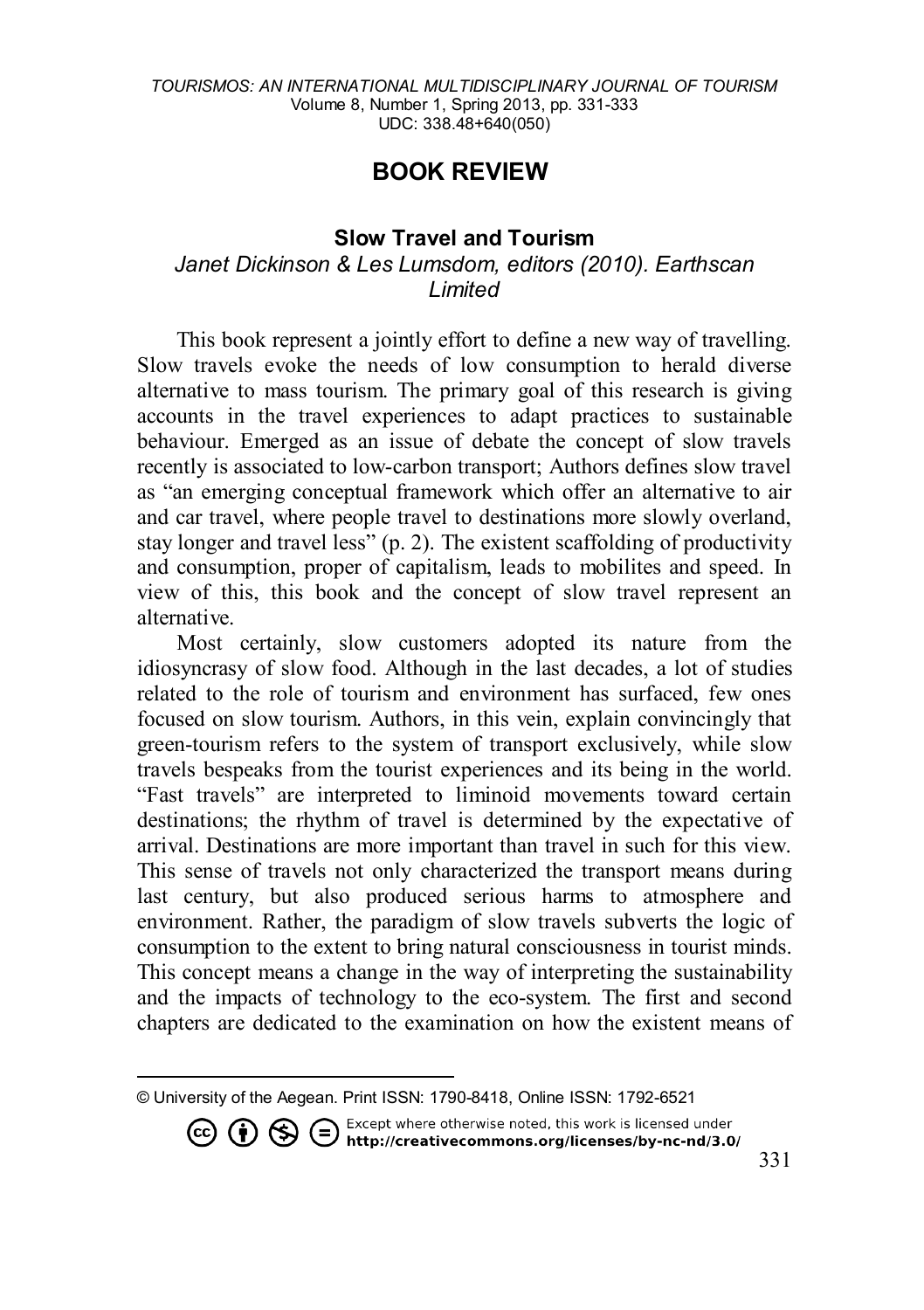# BOOK REVIEW

## Slow Travel and Tourism

*Janet Dickinson & Les Lumsdom, editors (2010). Earthscan Limited*

This book represent a jointly effort to define a new way of travelling. Slow travels evoke the needs of low consumption to herald diverse alternative to mass tourism. The primary goal of this research is giving accounts in the travel experiences to adapt practices to sustainable behaviour. Emerged as an issue of debate the concept of slow travels recently is associated to low-carbon transport; Authors defines slow travel as "an emerging conceptual framework which offer an alternative to air and car travel, where people travel to destinations more slowly overland, stay longer and travel less" (p. 2). The existent scaffolding of productivity and consumption, proper of capitalism, leads to mobilites and speed. In view of this, this book and the concept of slow travel represent an alternative.

Most certainly, slow customers adopted its nature from the idiosyncrasy of slow food. Although in the last decades, a lot of studies related to the role of tourism and environment has surfaced, few ones focused on slow tourism. Authors, in this vein, explain convincingly that green-tourism refers to the system of transport exclusively, while slow travels bespeaks from the tourist experiences and its being in the world. "Fast travels" are interpreted to liminoid movements toward certain destinations; the rhythm of travel is determined by the expectative of arrival. Destinations are more important than travel in such for this view. This sense of travels not only characterized the transport means during last century, but also produced serious harms to atmosphere and environment. Rather, the paradigm of slow travels subverts the logic of consumption to the extent to bring natural consciousness in tourist minds. This concept means a change in the way of interpreting the sustainability and the impacts of technology to the eco-system. The first and second chapters are dedicated to the examination on how the existent means of

© University of the Aegean. Print ISSN: 1790-8418, Online ISSN: 1792-6521

Except where otherwise noted, this work is licensed under http://creativecommons.org/licenses/by-nc-nd/3.0/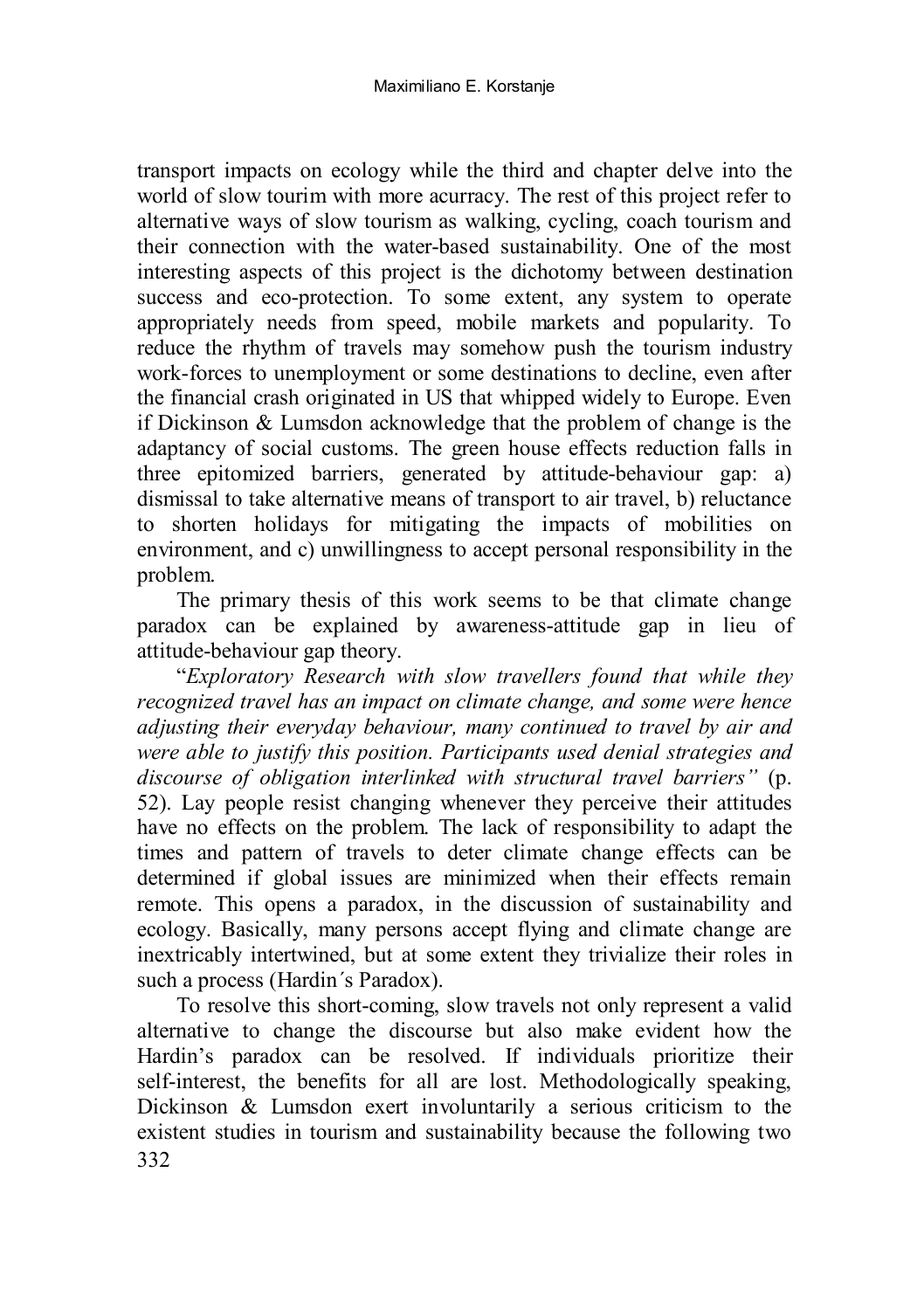transport impacts on ecology while the third and chapter delve into the world of slow tourim with more acurracy. The rest of this project refer to alternative ways of slow tourism as walking, cycling, coach tourism and their connection with the water-based sustainability. One of the most interesting aspects of this project is the dichotomy between destination success and eco-protection. To some extent, any system to operate appropriately needs from speed, mobile markets and popularity. To reduce the rhythm of travels may somehow push the tourism industry work-forces to unemployment or some destinations to decline, even after the financial crash originated in US that whipped widely to Europe. Even if Dickinson & Lumsdon acknowledge that the problem of change is the adaptancy of social customs. The green house effects reduction falls in three epitomized barriers, generated by attitude-behaviour gap: a) dismissal to take alternative means of transport to air travel, b) reluctance to shorten holidays for mitigating the impacts of mobilities on environment, and c) unwillingness to accept personal responsibility in the problem.

The primary thesis of this work seems to be that climate change paradox can be explained by awareness-attitude gap in lieu of attitude-behaviour gap theory.

"*Exploratory Research with slow travellers found that while they recognized travel has an impact on climate change, and some were hence adjusting their everyday behaviour, many continued to travel by air and were able to justify this position. Participants used denial strategies and discourse of obligation interlinked with structural travel barriers"* (p. 52). Lay people resist changing whenever they perceive their attitudes have no effects on the problem. The lack of responsibility to adapt the times and pattern of travels to deter climate change effects can be determined if global issues are minimized when their effects remain remote. This opens a paradox, in the discussion of sustainability and ecology. Basically, many persons accept flying and climate change are inextricably intertwined, but at some extent they trivialize their roles in such a process (Hardin´s Paradox).

To resolve this short-coming, slow travels not only represent a valid alternative to change the discourse but also make evident how the Hardin's paradox can be resolved. If individuals prioritize their self-interest, the benefits for all are lost. Methodologically speaking, Dickinson & Lumsdon exert involuntarily a serious criticism to the existent studies in tourism and sustainability because the following two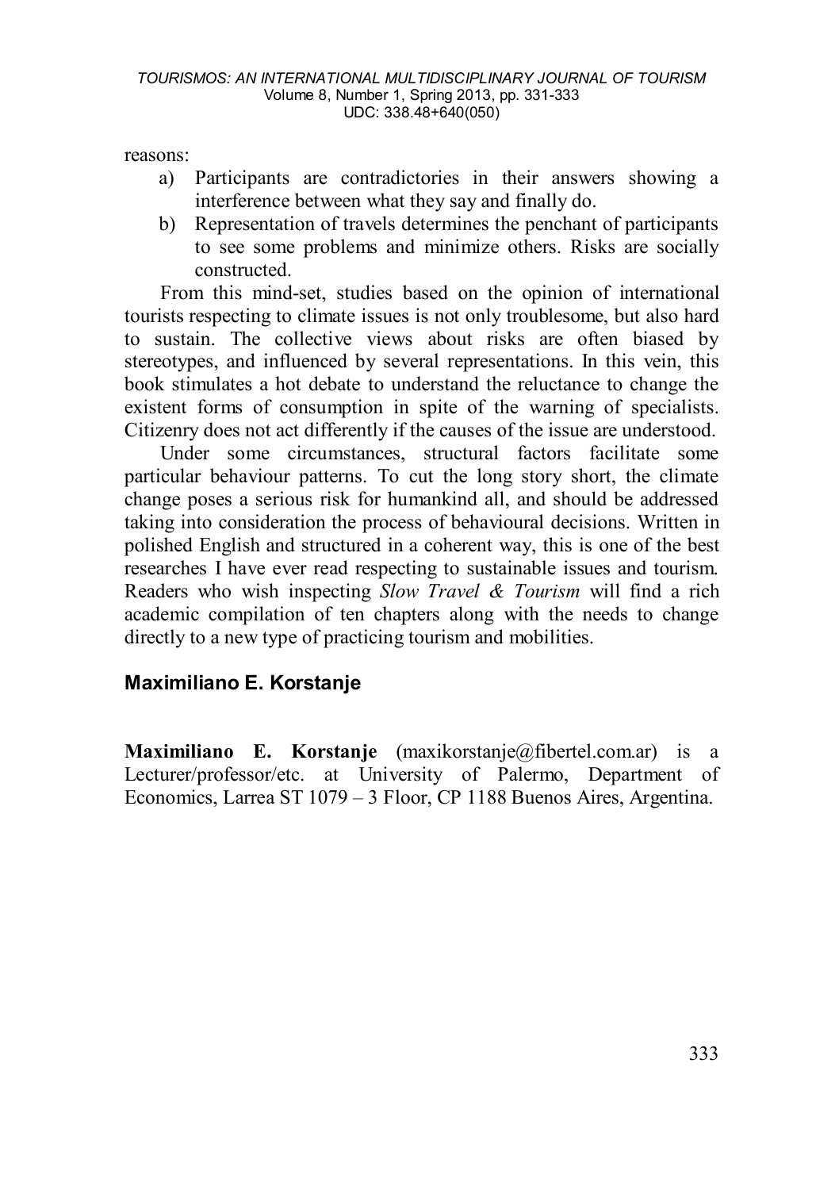reasons:

a) Participants are contradictories in their answers showing a interference between what they say and finally do.
b) Representation of travels determines the penchant of participants to see some problems and minimize others. Risks are socially constructed.

From this mind-set, studies based on the opinion of international tourists respecting to climate issues is not only troublesome, but also hard to sustain. The collective views about risks are often biased by stereotypes, and influenced by several representations. In this vein, this book stimulates a hot debate to understand the reluctance to change the existent forms of consumption in spite of the warning of specialists. Citizenry does not act differently if the causes of the issue are understood.

Under some circumstances, structural factors facilitate some particular behaviour patterns. To cut the long story short, the climate change poses a serious risk for humankind all, and should be addressed taking into consideration the process of behavioural decisions. Written in polished English and structured in a coherent way, this is one of the best researches I have ever read respecting to sustainable issues and tourism. Readers who wish inspecting *Slow Travel & Tourism* will find a rich academic compilation of ten chapters along with the needs to change directly to a new type of practicing tourism and mobilities.

**Maximiliano E. Korstanje**

**Maximiliano E. Korstanje** (maxikorstanje@fibertel.com.ar) is a Lecturer/professor/etc. at University of Palermo, Department of Economics, Larrea ST 1079 – 3 Floor, CP 1188 Buenos Aires, Argentina.